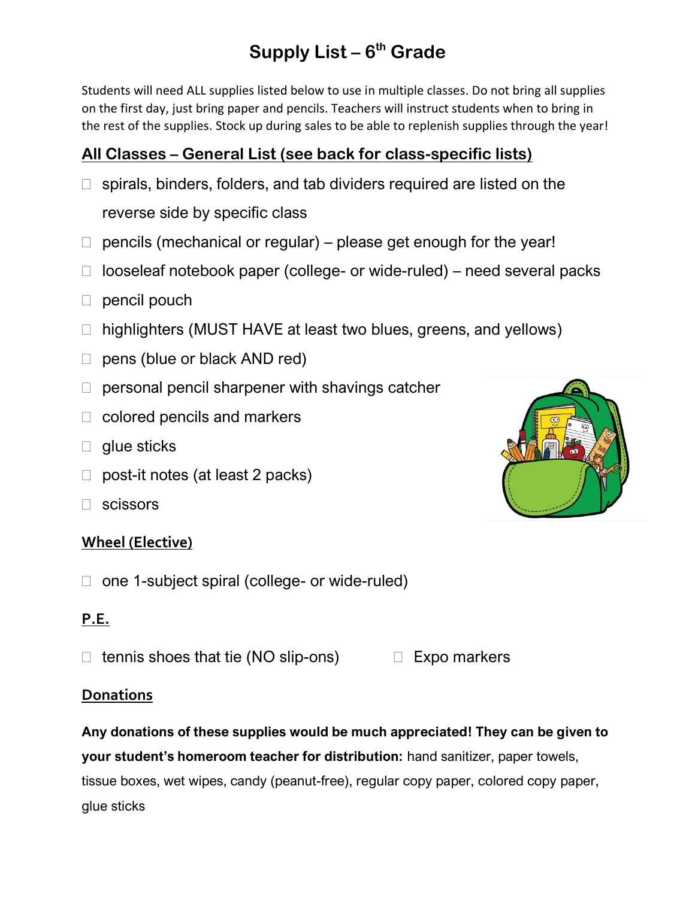# Supply List – 6th Grade

Students will need ALL supplies listed below to use in multiple classes. Do not bring all supplies on the first day, just bring paper and pencils. Teachers will instruct students when to bring in the rest of the supplies. Stock up during sales to be able to replenish supplies through the year!

## All Classes – General List (see back for class-specific lists)

- ☐ spirals, binders, folders, and tab dividers required are listed on the reverse side by specific class
- ☐ pencils (mechanical or regular) – please get enough for the year!
- ☐ looseleaf notebook paper (college- or wide-ruled) – need several packs
- ☐ pencil pouch
- ☐ highlighters (MUST HAVE at least two blues, greens, and yellows)
- ☐ pens (blue or black AND red)
- ☐ personal pencil sharpener with shavings catcher
- ☐ colored pencils and markers
- ☐ glue sticks
- ☐ post-it notes (at least 2 packs)
- ☐ scissors

### Wheel (Elective)

- ☐ one 1-subject spiral (college- or wide-ruled)

### P.E.

- ☐ tennis shoes that tie (NO slip-ons)
- ☐ Expo markers

### Donations

**Any donations of these supplies would be much appreciated! They can be given to your student's homeroom teacher for distribution:** hand sanitizer, paper towels, tissue boxes, wet wipes, candy (peanut-free), regular copy paper, colored copy paper, glue sticks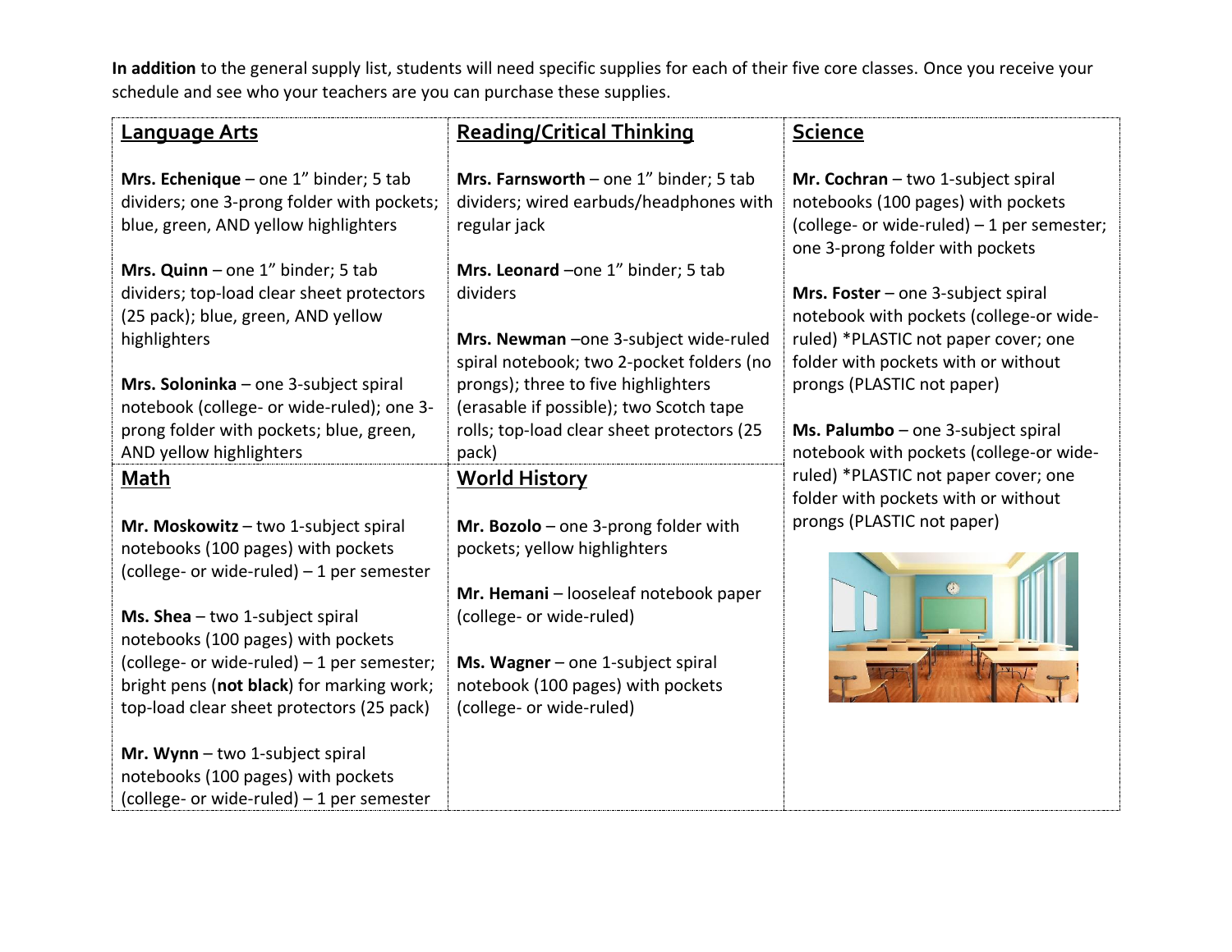**In addition** to the general supply list, students will need specific supplies for each of their five core classes. Once you receive your schedule and see who your teachers are you can purchase these supplies.

## Language Arts

**Mrs. Echenique** – one 1" binder; 5 tab dividers; one 3-prong folder with pockets; blue, green, AND yellow highlighters

**Mrs. Quinn** – one 1" binder; 5 tab dividers; top-load clear sheet protectors (25 pack); blue, green, AND yellow highlighters

**Mrs. Soloninka** – one 3-subject spiral notebook (college- or wide-ruled); one 3-prong folder with pockets; blue, green, AND yellow highlighters

## Math

**Mr. Moskowitz** – two 1-subject spiral notebooks (100 pages) with pockets (college- or wide-ruled) – 1 per semester

**Ms. Shea** – two 1-subject spiral notebooks (100 pages) with pockets (college- or wide-ruled) – 1 per semester; bright pens (**not black**) for marking work; top-load clear sheet protectors (25 pack)

**Mr. Wynn** – two 1-subject spiral notebooks (100 pages) with pockets (college- or wide-ruled) – 1 per semester

## Reading/Critical Thinking

**Mrs. Farnsworth** – one 1" binder; 5 tab dividers; wired earbuds/headphones with regular jack

**Mrs. Leonard** –one 1" binder; 5 tab dividers

**Mrs. Newman** –one 3-subject wide-ruled spiral notebook; two 2-pocket folders (no prongs); three to five highlighters (erasable if possible); two Scotch tape rolls; top-load clear sheet protectors (25 pack)

## World History

**Mr. Bozolo** – one 3-prong folder with pockets; yellow highlighters

**Mr. Hemani** – looseleaf notebook paper (college- or wide-ruled)

**Ms. Wagner** – one 1-subject spiral notebook (100 pages) with pockets (college- or wide-ruled)

## Science

**Mr. Cochran** – two 1-subject spiral notebooks (100 pages) with pockets (college- or wide-ruled) – 1 per semester; one 3-prong folder with pockets

**Mrs. Foster** – one 3-subject spiral notebook with pockets (college-or wide-ruled) *PLASTIC not paper cover; one folder with pockets with or without prongs (PLASTIC not paper)

**Ms. Palumbo** – one 3-subject spiral notebook with pockets (college-or wide-ruled) *PLASTIC not paper cover; one folder with pockets with or without prongs (PLASTIC not paper)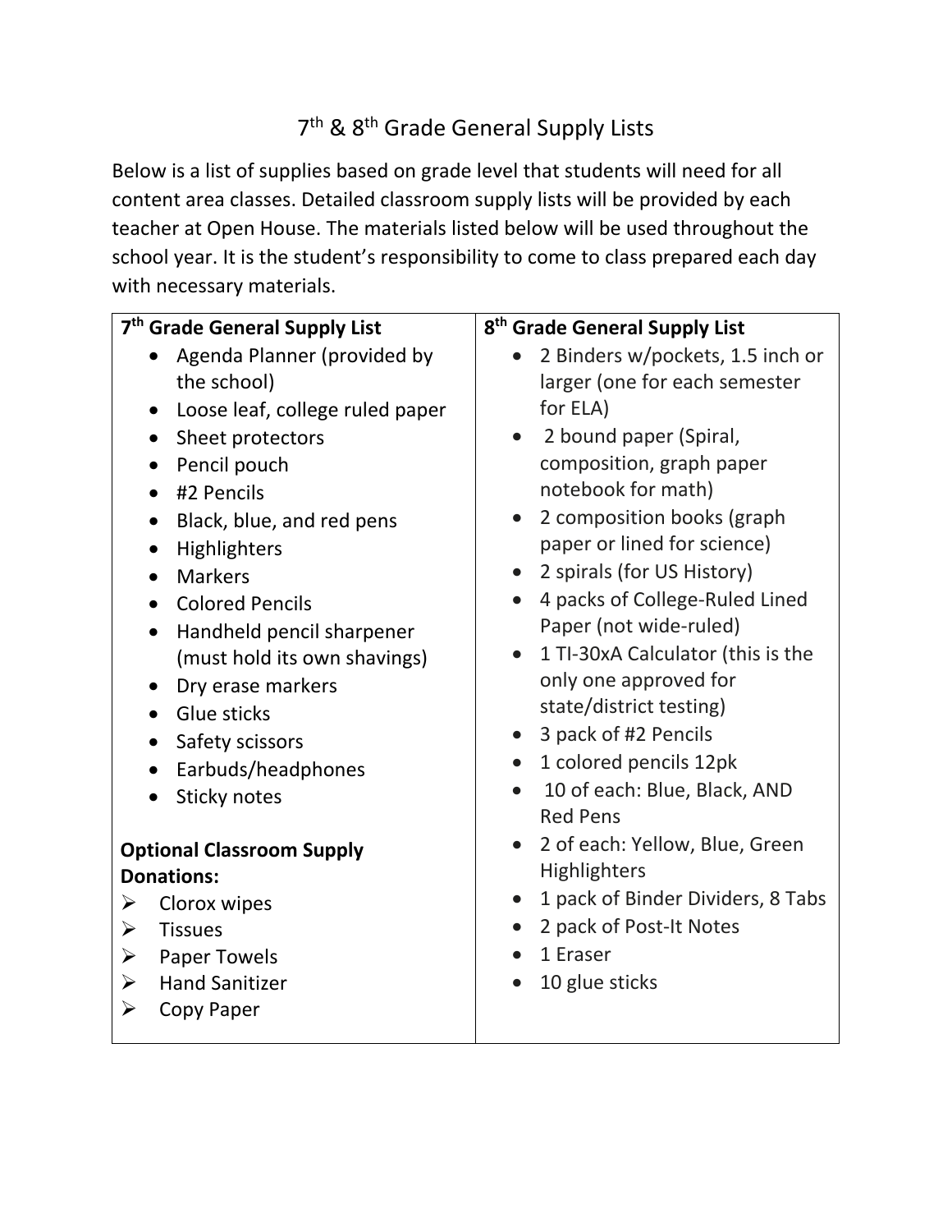# 7th & 8th Grade General Supply Lists

Below is a list of supplies based on grade level that students will need for all content area classes. Detailed classroom supply lists will be provided by each teacher at Open House. The materials listed below will be used throughout the school year. It is the student's responsibility to come to class prepared each day with necessary materials.

## 7th Grade General Supply List

- Agenda Planner (provided by the school)
- Loose leaf, college ruled paper
- Sheet protectors
- Pencil pouch
- #2 Pencils
- Black, blue, and red pens
- Highlighters
- Markers
- Colored Pencils
- Handheld pencil sharpener (must hold its own shavings)
- Dry erase markers
- Glue sticks
- Safety scissors
- Earbuds/headphones
- Sticky notes

**Optional Classroom Supply Donations:**

- Clorox wipes
- Tissues
- Paper Towels
- Hand Sanitizer
- Copy Paper

## 8th Grade General Supply List

- 2 Binders w/pockets, 1.5 inch or larger (one for each semester for ELA)
- 2 bound paper (Spiral, composition, graph paper notebook for math)
- 2 composition books (graph paper or lined for science)
- 2 spirals (for US History)
- 4 packs of College-Ruled Lined Paper (not wide-ruled)
- 1 TI-30xA Calculator (this is the only one approved for state/district testing)
- 3 pack of #2 Pencils
- 1 colored pencils 12pk
- 10 of each: Blue, Black, AND Red Pens
- 2 of each: Yellow, Blue, Green Highlighters
- 1 pack of Binder Dividers, 8 Tabs
- 2 pack of Post-It Notes
- 1 Eraser
- 10 glue sticks